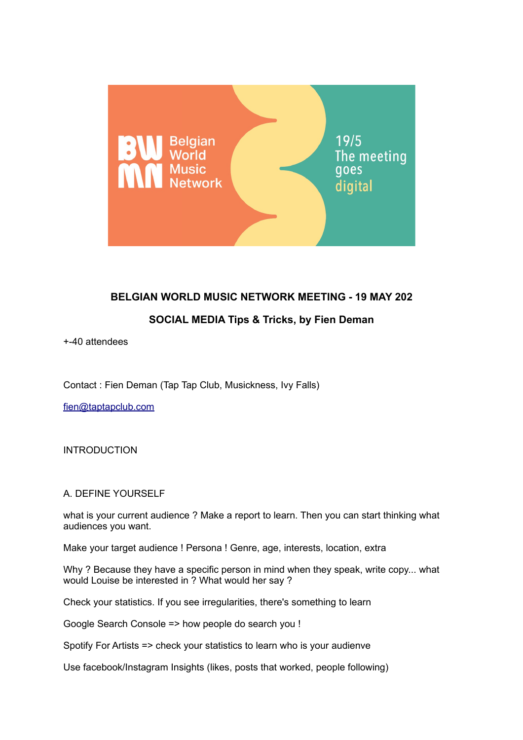BW MN Belgian World Music Network

19/5 The meeting goes digital

**BELGIAN WORLD MUSIC NETWORK MEETING - 19 MAY 202**

**SOCIAL MEDIA Tips & Tricks, by Fien Deman**

+-40 attendees

Contact : Fien Deman (Tap Tap Club, Musickness, Ivy Falls)

fien@taptapclub.com

INTRODUCTION

A. DEFINE YOURSELF

what is your current audience ? Make a report to learn. Then you can start thinking what audiences you want.

Make your target audience ! Persona ! Genre, age, interests, location, extra

Why ? Because they have a specific person in mind when they speak, write copy... what would Louise be interested in ? What would her say ?

Check your statistics. If you see irregularities, there's something to learn

Google Search Console => how people do search you !

Spotify For Artists => check your statistics to learn who is your audienve

Use facebook/Instagram Insights (likes, posts that worked, people following)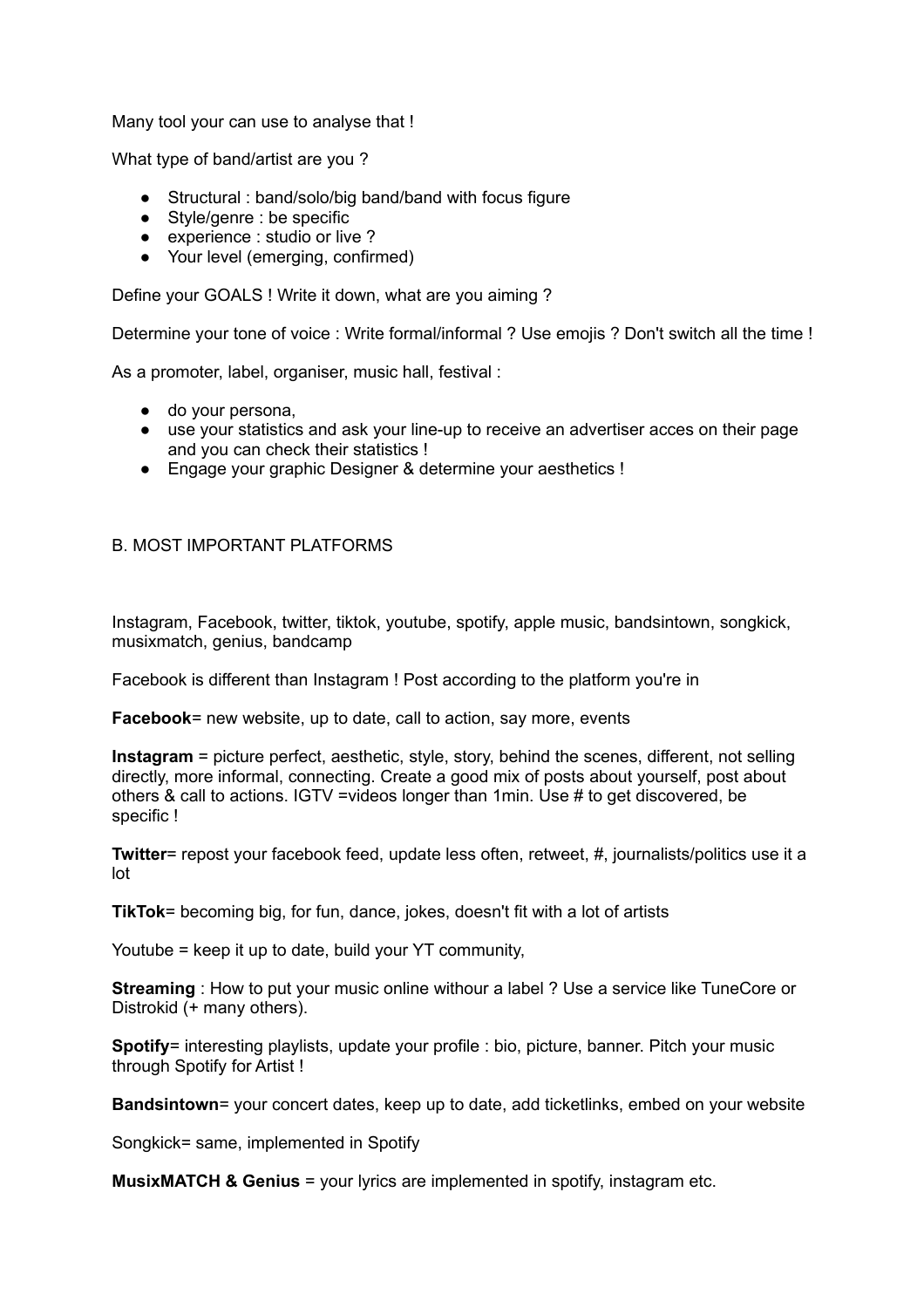Many tool your can use to analyse that !

What type of band/artist are you ?

- Structural : band/solo/big band/band with focus figure
- Style/genre : be specific
- experience : studio or live ?
- Your level (emerging, confirmed)

Define your GOALS ! Write it down, what are you aiming ?

Determine your tone of voice : Write formal/informal ? Use emojis ? Don't switch all the time !

As a promoter, label, organiser, music hall, festival :

- do your persona,
- use your statistics and ask your line-up to receive an advertiser acces on their page and you can check their statistics !
- Engage your graphic Designer & determine your aesthetics !

## B. MOST IMPORTANT PLATFORMS

Instagram, Facebook, twitter, tiktok, youtube, spotify, apple music, bandsintown, songkick, musixmatch, genius, bandcamp

Facebook is different than Instagram ! Post according to the platform you're in

**Facebook**= new website, up to date, call to action, say more, events

**Instagram** = picture perfect, aesthetic, style, story, behind the scenes, different, not selling directly, more informal, connecting. Create a good mix of posts about yourself, post about others & call to actions. IGTV =videos longer than 1min. Use # to get discovered, be specific !

**Twitter**= repost your facebook feed, update less often, retweet, #, journalists/politics use it a lot

**TikTok**= becoming big, for fun, dance, jokes, doesn't fit with a lot of artists

Youtube = keep it up to date, build your YT community,

**Streaming** : How to put your music online withour a label ? Use a service like TuneCore or Distrokid (+ many others).

**Spotify**= interesting playlists, update your profile : bio, picture, banner. Pitch your music through Spotify for Artist !

**Bandsintown**= your concert dates, keep up to date, add ticketlinks, embed on your website

Songkick= same, implemented in Spotify

**MusixMATCH & Genius** = your lyrics are implemented in spotify, instagram etc.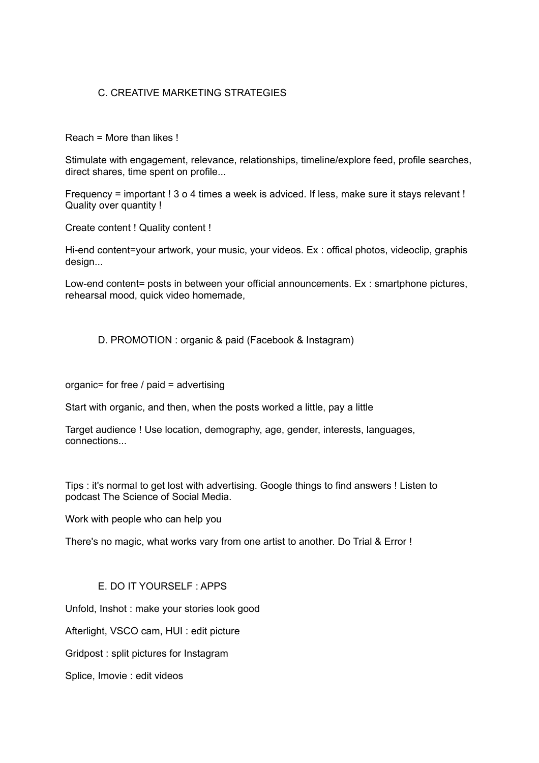## C. CREATIVE MARKETING STRATEGIES

Reach = More than likes !

Stimulate with engagement, relevance, relationships, timeline/explore feed, profile searches, direct shares, time spent on profile...

Frequency = important ! 3 o 4 times a week is adviced. If less, make sure it stays relevant ! Quality over quantity !

Create content ! Quality content !

Hi-end content=your artwork, your music, your videos. Ex : offical photos, videoclip, graphis design...

Low-end content= posts in between your official announcements. Ex : smartphone pictures, rehearsal mood, quick video homemade,

## D. PROMOTION : organic & paid (Facebook & Instagram)

organic= for free / paid = advertising

Start with organic, and then, when the posts worked a little, pay a little

Target audience ! Use location, demography, age, gender, interests, languages, connections...

Tips : it's normal to get lost with advertising. Google things to find answers ! Listen to podcast The Science of Social Media.

Work with people who can help you

There's no magic, what works vary from one artist to another. Do Trial & Error !

## E. DO IT YOURSELF : APPS

Unfold, Inshot : make your stories look good

Afterlight, VSCO cam, HUI : edit picture

Gridpost : split pictures for Instagram

Splice, Imovie : edit videos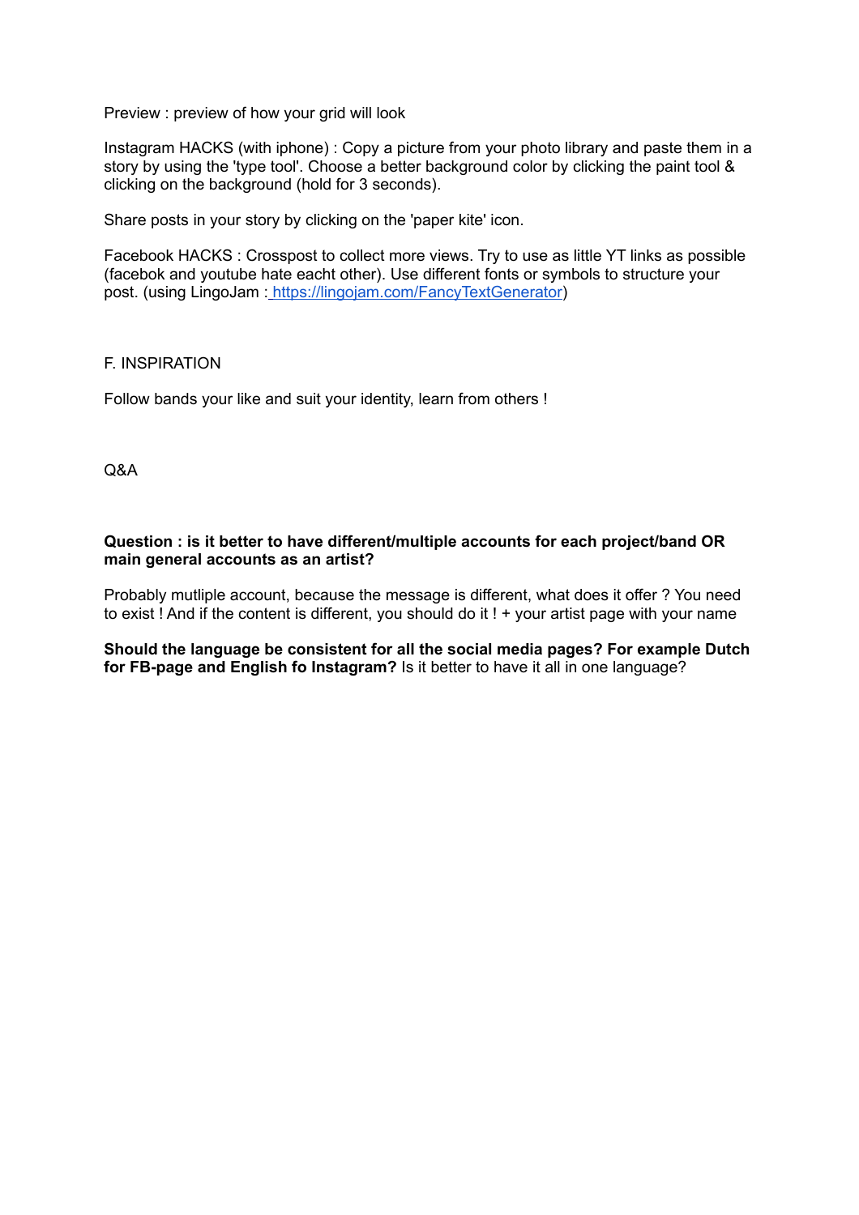Preview : preview of how your grid will look

Instagram HACKS (with iphone) : Copy a picture from your photo library and paste them in a story by using the 'type tool'. Choose a better background color by clicking the paint tool & clicking on the background (hold for 3 seconds).

Share posts in your story by clicking on the 'paper kite' icon.

Facebook HACKS : Crosspost to collect more views. Try to use as little YT links as possible (facebok and youtube hate eacht other). Use different fonts or symbols to structure your post. (using LingoJam : [https://lingojam.com/FancyTextGenerator](https://lingojam.com/FancyTextGenerator))

F. INSPIRATION

Follow bands your like and suit your identity, learn from others !

Q&A

**Question : is it better to have different/multiple accounts for each project/band OR main general accounts as an artist?**

Probably mutliple account, because the message is different, what does it offer ? You need to exist ! And if the content is different, you should do it ! + your artist page with your name

**Should the language be consistent for all the social media pages? For example Dutch for FB-page and English fo Instagram?** Is it better to have it all in one language?